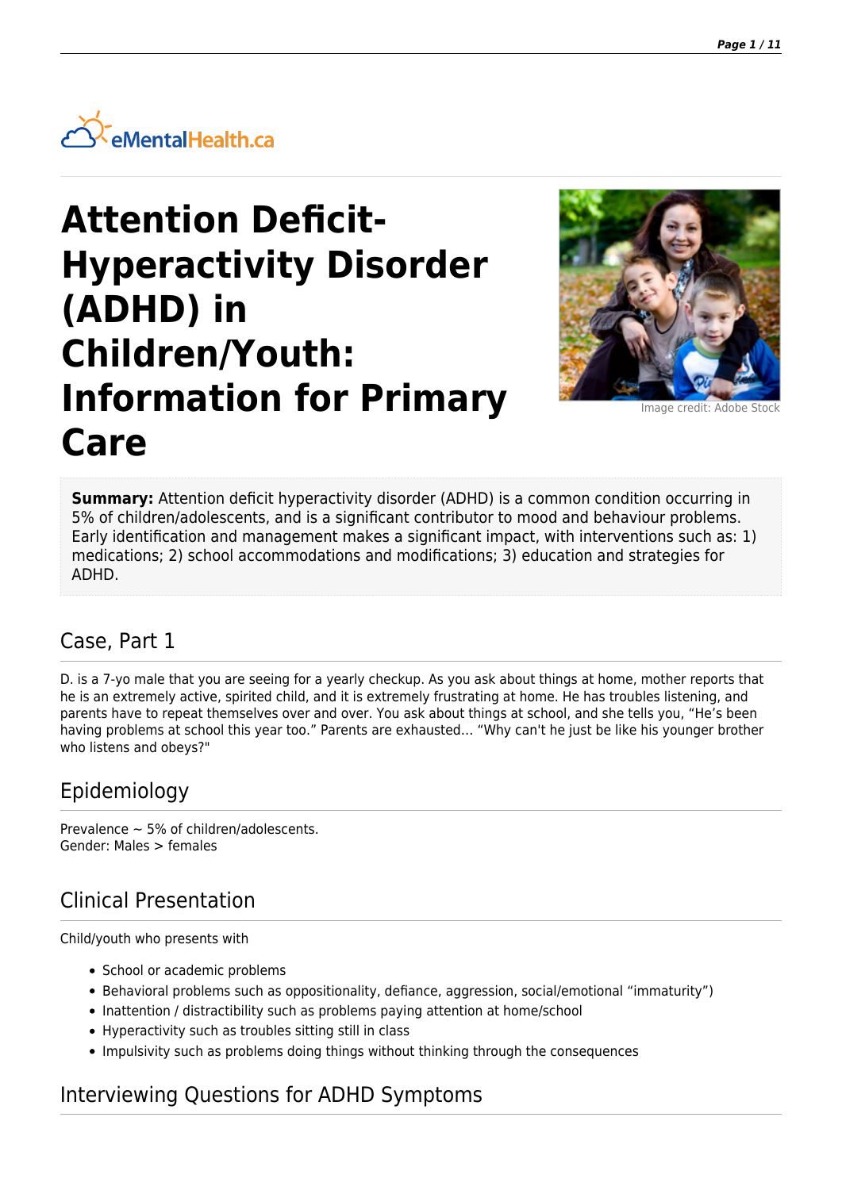eMentalHealth.ca

# Attention Deficit-Hyperactivity Disorder (ADHD) in Children/Youth: Information for Primary Care

Image credit: Adobe Stock

**Summary:** Attention deficit hyperactivity disorder (ADHD) is a common condition occurring in 5% of children/adolescents, and is a significant contributor to mood and behaviour problems. Early identification and management makes a significant impact, with interventions such as: 1) medications; 2) school accommodations and modifications; 3) education and strategies for ADHD.

## Case, Part 1

D. is a 7-yo male that you are seeing for a yearly checkup. As you ask about things at home, mother reports that he is an extremely active, spirited child, and it is extremely frustrating at home. He has troubles listening, and parents have to repeat themselves over and over. You ask about things at school, and she tells you, "He's been having problems at school this year too." Parents are exhausted… "Why can't he just be like his younger brother who listens and obeys?"

## Epidemiology

Prevalence ~ 5% of children/adolescents.
Gender: Males > females

## Clinical Presentation

Child/youth who presents with

- School or academic problems
- Behavioral problems such as oppositionality, defiance, aggression, social/emotional "immaturity")
- Inattention / distractibility such as problems paying attention at home/school
- Hyperactivity such as troubles sitting still in class
- Impulsivity such as problems doing things without thinking through the consequences

## Interviewing Questions for ADHD Symptoms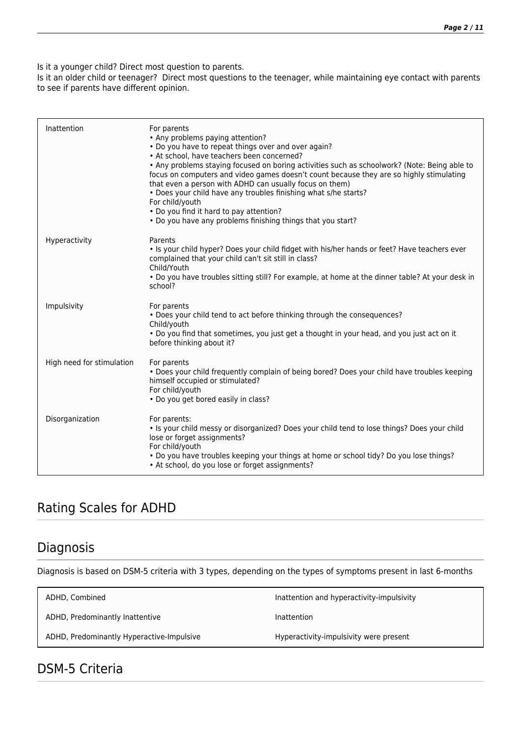Is it a younger child? Direct most question to parents.
Is it an older child or teenager? Direct most questions to the teenager, while maintaining eye contact with parents to see if parents have different opinion.

| | |
|---|---|
| Inattention | For parents<br>• Any problems paying attention?<br>• Do you have to repeat things over and over again?<br>• At school, have teachers been concerned?<br>• Any problems staying focused on boring activities such as schoolwork? (Note: Being able to focus on computers and video games doesn't count because they are so highly stimulating that even a person with ADHD can usually focus on them)<br>• Does your child have any troubles finishing what s/he starts?<br>For child/youth<br>• Do you find it hard to pay attention?<br>• Do you have any problems finishing things that you start? |
| Hyperactivity | Parents<br>• Is your child hyper? Does your child fidget with his/her hands or feet? Have teachers ever complained that your child can't sit still in class?<br>Child/Youth<br>• Do you have troubles sitting still? For example, at home at the dinner table? At your desk in school? |
| Impulsivity | For parents<br>• Does your child tend to act before thinking through the consequences?<br>Child/youth<br>• Do you find that sometimes, you just get a thought in your head, and you just act on it before thinking about it? |
| High need for stimulation | For parents<br>• Does your child frequently complain of being bored? Does your child have troubles keeping himself occupied or stimulated?<br>For child/youth<br>• Do you get bored easily in class? |
| Disorganization | For parents:<br>• Is your child messy or disorganized? Does your child tend to lose things? Does your child lose or forget assignments?<br>For child/youth<br>• Do you have troubles keeping your things at home or school tidy? Do you lose things?<br>• At school, do you lose or forget assignments? |

## Rating Scales for ADHD

## Diagnosis

Diagnosis is based on DSM-5 criteria with 3 types, depending on the types of symptoms present in last 6-months

| | |
|---|---|
| ADHD, Combined | Inattention and hyperactivity-impulsivity |
| ADHD, Predominantly Inattentive | Inattention |
| ADHD, Predominantly Hyperactive-Impulsive | Hyperactivity-impulsivity were present |

## DSM-5 Criteria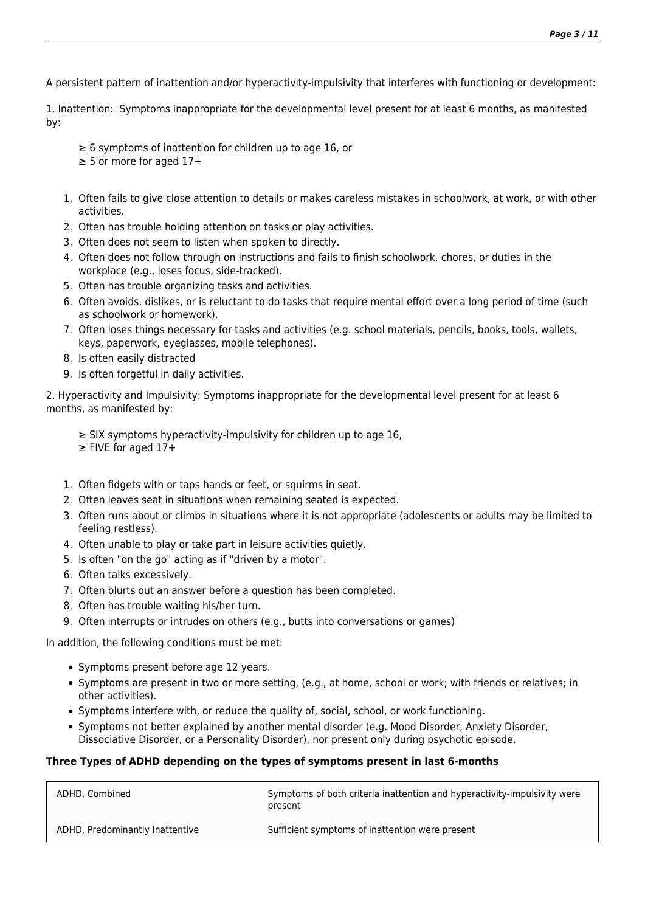A persistent pattern of inattention and/or hyperactivity-impulsivity that interferes with functioning or development:

1. Inattention:  Symptoms inappropriate for the developmental level present for at least 6 months, as manifested by:

    ≥ 6 symptoms of inattention for children up to age 16, or
    ≥ 5 or more for aged 17+

1. Often fails to give close attention to details or makes careless mistakes in schoolwork, at work, or with other activities.
2. Often has trouble holding attention on tasks or play activities.
3. Often does not seem to listen when spoken to directly.
4. Often does not follow through on instructions and fails to finish schoolwork, chores, or duties in the workplace (e.g., loses focus, side-tracked).
5. Often has trouble organizing tasks and activities.
6. Often avoids, dislikes, or is reluctant to do tasks that require mental effort over a long period of time (such as schoolwork or homework).
7. Often loses things necessary for tasks and activities (e.g. school materials, pencils, books, tools, wallets, keys, paperwork, eyeglasses, mobile telephones).
8. Is often easily distracted
9. Is often forgetful in daily activities.

2. Hyperactivity and Impulsivity: Symptoms inappropriate for the developmental level present for at least 6 months, as manifested by:

    ≥ SIX symptoms hyperactivity-impulsivity for children up to age 16,
    ≥ FIVE for aged 17+

1. Often fidgets with or taps hands or feet, or squirms in seat.
2. Often leaves seat in situations when remaining seated is expected.
3. Often runs about or climbs in situations where it is not appropriate (adolescents or adults may be limited to feeling restless).
4. Often unable to play or take part in leisure activities quietly.
5. Is often "on the go" acting as if "driven by a motor".
6. Often talks excessively.
7. Often blurts out an answer before a question has been completed.
8. Often has trouble waiting his/her turn.
9. Often interrupts or intrudes on others (e.g., butts into conversations or games)

In addition, the following conditions must be met:

- Symptoms present before age 12 years.
- Symptoms are present in two or more setting, (e.g., at home, school or work; with friends or relatives; in other activities).
- Symptoms interfere with, or reduce the quality of, social, school, or work functioning.
- Symptoms not better explained by another mental disorder (e.g. Mood Disorder, Anxiety Disorder, Dissociative Disorder, or a Personality Disorder), nor present only during psychotic episode.

**Three Types of ADHD depending on the types of symptoms present in last 6-months**

| | |
|---|---|
| ADHD, Combined | Symptoms of both criteria inattention and hyperactivity-impulsivity were present |
| ADHD, Predominantly Inattentive | Sufficient symptoms of inattention were present |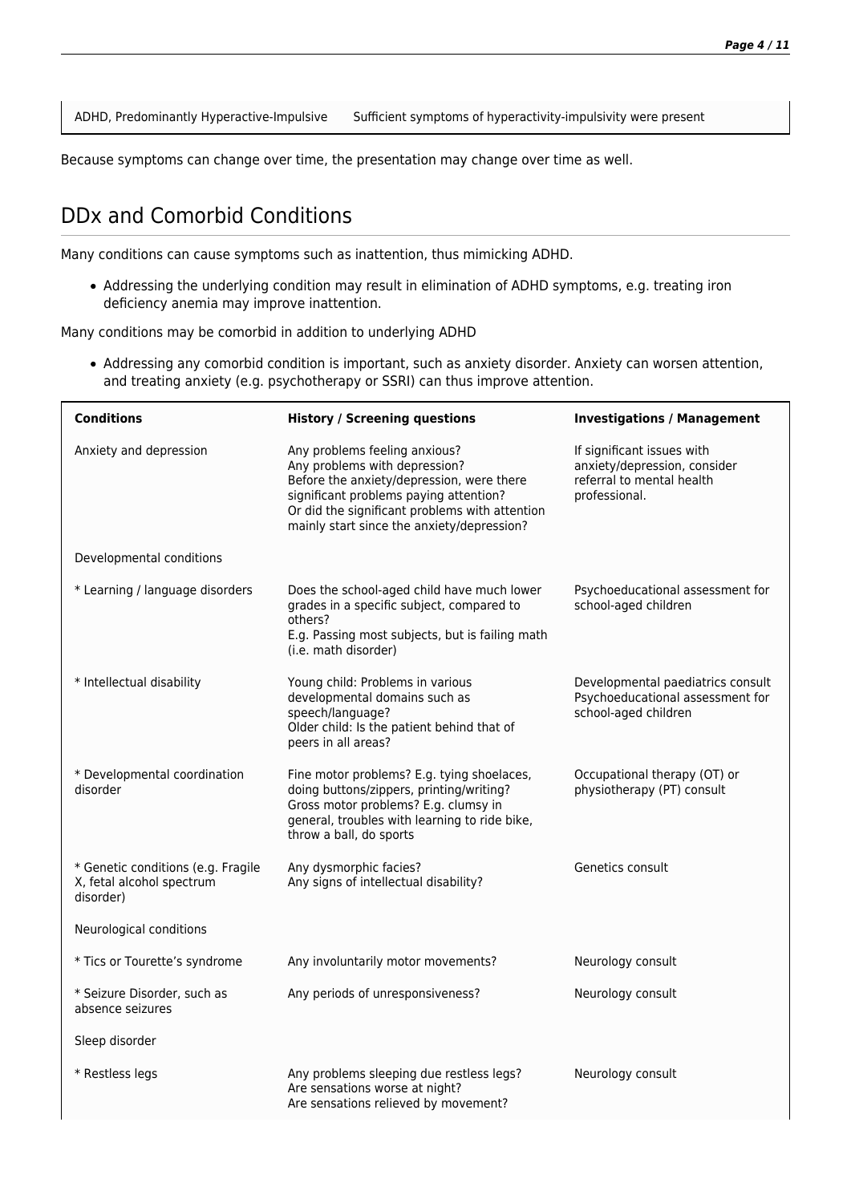| | |
|---|---|
| ADHD, Predominantly Hyperactive-Impulsive | Sufficient symptoms of hyperactivity-impulsivity were present |

Because symptoms can change over time, the presentation may change over time as well.

## DDx and Comorbid Conditions

Many conditions can cause symptoms such as inattention, thus mimicking ADHD.

- Addressing the underlying condition may result in elimination of ADHD symptoms, e.g. treating iron deficiency anemia may improve inattention.

Many conditions may be comorbid in addition to underlying ADHD

- Addressing any comorbid condition is important, such as anxiety disorder. Anxiety can worsen attention, and treating anxiety (e.g. psychotherapy or SSRI) can thus improve attention.

| **Conditions** | **History / Screening questions** | **Investigations / Management** |
|---|---|---|
| Anxiety and depression | Any problems feeling anxious?<br>Any problems with depression?<br>Before the anxiety/depression, were there significant problems paying attention?<br>Or did the significant problems with attention mainly start since the anxiety/depression? | If significant issues with anxiety/depression, consider referral to mental health professional. |
| Developmental conditions | | |
| * Learning / language disorders | Does the school-aged child have much lower grades in a specific subject, compared to others?<br>E.g. Passing most subjects, but is failing math (i.e. math disorder) | Psychoeducational assessment for school-aged children |
| * Intellectual disability | Young child: Problems in various developmental domains such as speech/language?<br>Older child: Is the patient behind that of peers in all areas? | Developmental paediatrics consult<br>Psychoeducational assessment for school-aged children |
| * Developmental coordination disorder | Fine motor problems? E.g. tying shoelaces, doing buttons/zippers, printing/writing?<br>Gross motor problems? E.g. clumsy in general, troubles with learning to ride bike, throw a ball, do sports | Occupational therapy (OT) or physiotherapy (PT) consult |
| * Genetic conditions (e.g. Fragile X, fetal alcohol spectrum disorder) | Any dysmorphic facies?<br>Any signs of intellectual disability? | Genetics consult |
| Neurological conditions | | |
| * Tics or Tourette's syndrome | Any involuntarily motor movements? | Neurology consult |
| * Seizure Disorder, such as absence seizures | Any periods of unresponsiveness? | Neurology consult |
| Sleep disorder | | |
| * Restless legs | Any problems sleeping due restless legs?<br>Are sensations worse at night?<br>Are sensations relieved by movement? | Neurology consult |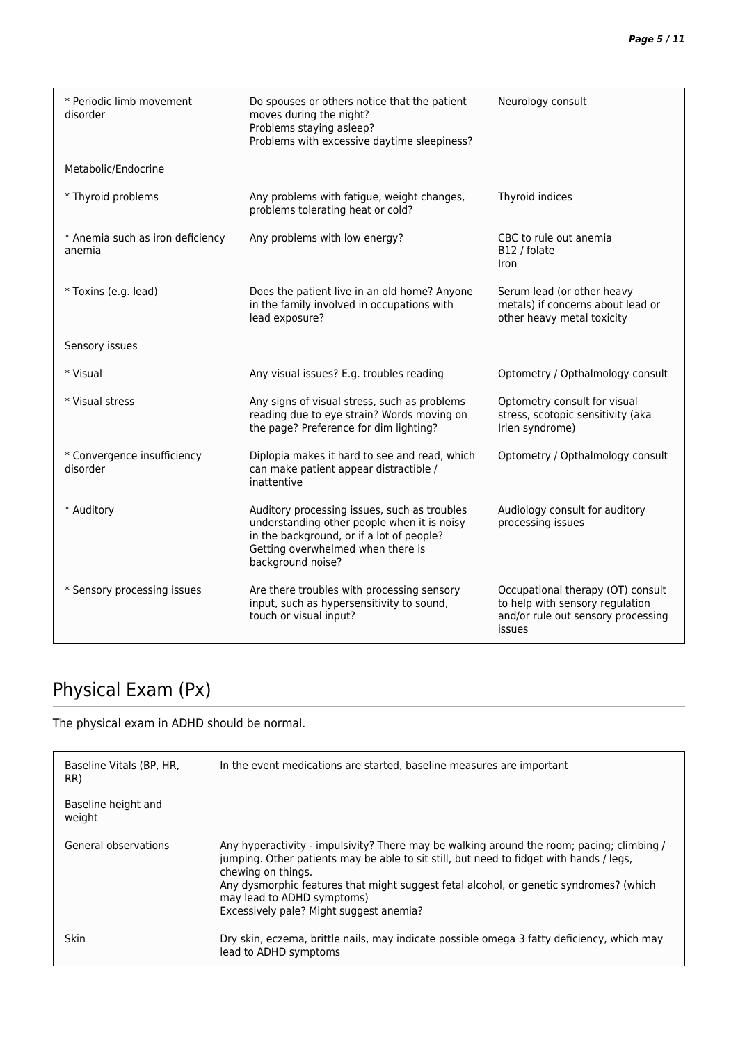| | | |
|---|---|---|
| * Periodic limb movement disorder | Do spouses or others notice that the patient moves during the night?<br>Problems staying asleep?<br>Problems with excessive daytime sleepiness? | Neurology consult |
| Metabolic/Endocrine | | |
| * Thyroid problems | Any problems with fatigue, weight changes, problems tolerating heat or cold? | Thyroid indices |
| * Anemia such as iron deficiency anemia | Any problems with low energy? | CBC to rule out anemia<br>B12 / folate<br>Iron |
| * Toxins (e.g. lead) | Does the patient live in an old home? Anyone in the family involved in occupations with lead exposure? | Serum lead (or other heavy metals) if concerns about lead or other heavy metal toxicity |
| Sensory issues | | |
| * Visual | Any visual issues? E.g. troubles reading | Optometry / Opthalmology consult |
| * Visual stress | Any signs of visual stress, such as problems reading due to eye strain? Words moving on the page? Preference for dim lighting? | Optometry consult for visual stress, scotopic sensitivity (aka Irlen syndrome) |
| * Convergence insufficiency disorder | Diplopia makes it hard to see and read, which can make patient appear distractible / inattentive | Optometry / Opthalmology consult |
| * Auditory | Auditory processing issues, such as troubles understanding other people when it is noisy in the background, or if a lot of people? Getting overwhelmed when there is background noise? | Audiology consult for auditory processing issues |
| * Sensory processing issues | Are there troubles with processing sensory input, such as hypersensitivity to sound, touch or visual input? | Occupational therapy (OT) consult to help with sensory regulation and/or rule out sensory processing issues |

## Physical Exam (Px)

The physical exam in ADHD should be normal.

| | |
|---|---|
| Baseline Vitals (BP, HR, RR) | In the event medications are started, baseline measures are important |
| Baseline height and weight | |
| General observations | Any hyperactivity - impulsivity? There may be walking around the room; pacing; climbing / jumping. Other patients may be able to sit still, but need to fidget with hands / legs, chewing on things.<br>Any dysmorphic features that might suggest fetal alcohol, or genetic syndromes? (which may lead to ADHD symptoms)<br>Excessively pale? Might suggest anemia? |
| Skin | Dry skin, eczema, brittle nails, may indicate possible omega 3 fatty deficiency, which may lead to ADHD symptoms |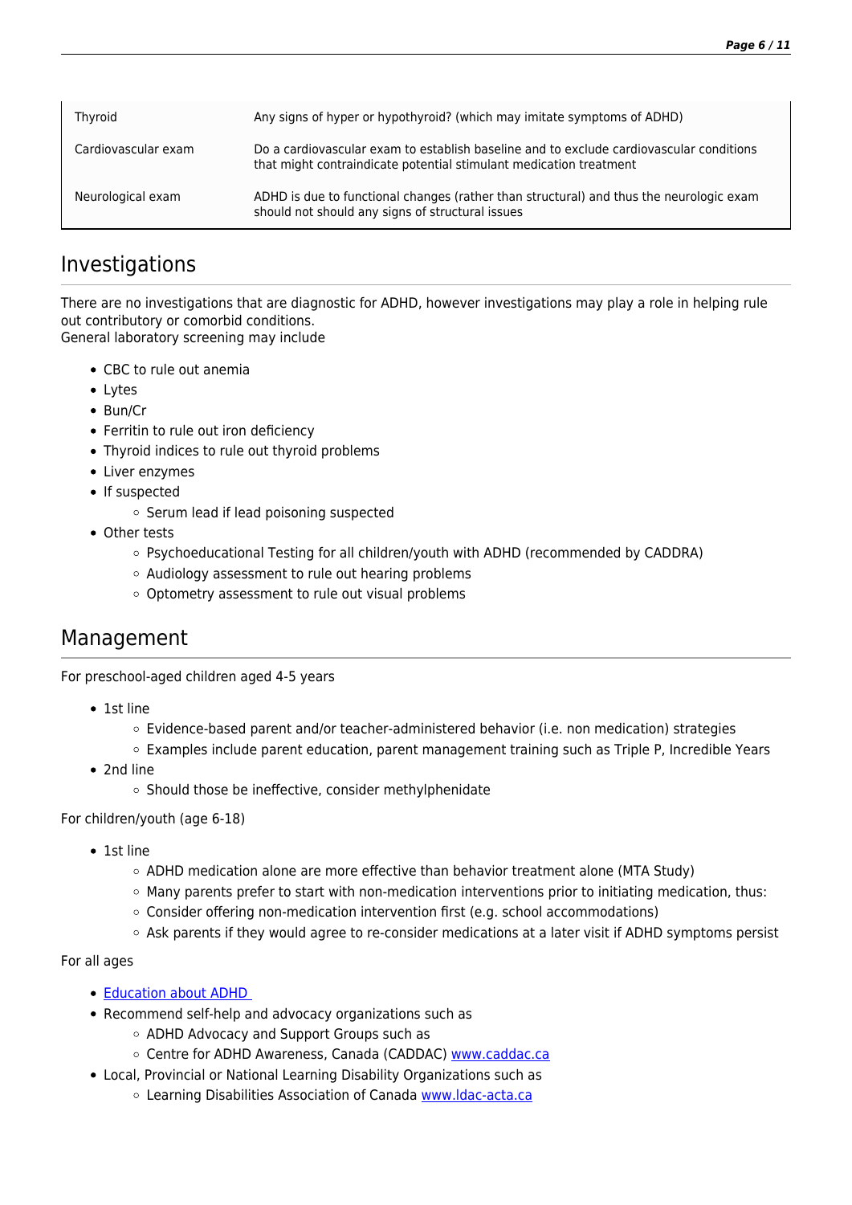| | |
|---|---|
| Thyroid | Any signs of hyper or hypothyroid? (which may imitate symptoms of ADHD) |
| Cardiovascular exam | Do a cardiovascular exam to establish baseline and to exclude cardiovascular conditions that might contraindicate potential stimulant medication treatment |
| Neurological exam | ADHD is due to functional changes (rather than structural) and thus the neurologic exam should not should any signs of structural issues |

## Investigations

There are no investigations that are diagnostic for ADHD, however investigations may play a role in helping rule out contributory or comorbid conditions.
General laboratory screening may include

- CBC to rule out anemia
- Lytes
- Bun/Cr
- Ferritin to rule out iron deficiency
- Thyroid indices to rule out thyroid problems
- Liver enzymes
- If suspected
    - Serum lead if lead poisoning suspected
- Other tests
    - Psychoeducational Testing for all children/youth with ADHD (recommended by CADDRA)
    - Audiology assessment to rule out hearing problems
    - Optometry assessment to rule out visual problems

## Management

For preschool-aged children aged 4-5 years

- 1st line
    - Evidence-based parent and/or teacher-administered behavior (i.e. non medication) strategies
    - Examples include parent education, parent management training such as Triple P, Incredible Years
- 2nd line
    - Should those be ineffective, consider methylphenidate

For children/youth (age 6-18)

- 1st line
    - ADHD medication alone are more effective than behavior treatment alone (MTA Study)
    - Many parents prefer to start with non-medication interventions prior to initiating medication, thus:
    - Consider offering non-medication intervention first (e.g. school accommodations)
    - Ask parents if they would agree to re-consider medications at a later visit if ADHD symptoms persist

For all ages

- Education about ADHD
- Recommend self-help and advocacy organizations such as
    - ADHD Advocacy and Support Groups such as
    - Centre for ADHD Awareness, Canada (CADDAC) www.caddac.ca
- Local, Provincial or National Learning Disability Organizations such as
    - Learning Disabilities Association of Canada www.ldac-acta.ca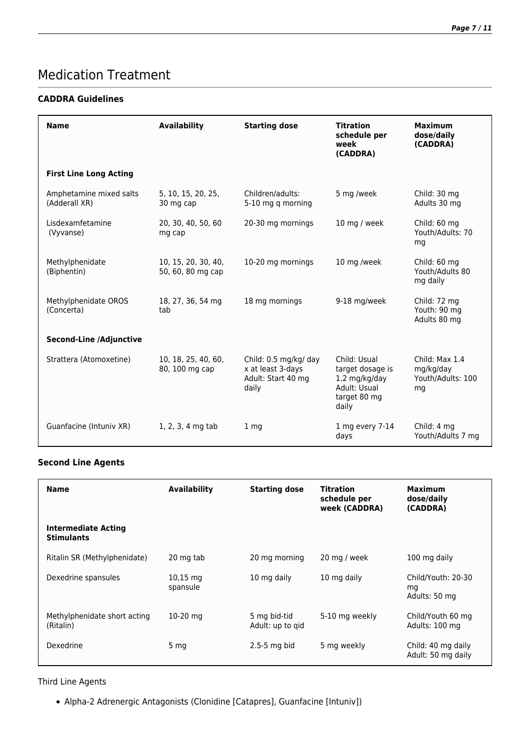# Medication Treatment

### CADDRA Guidelines

| Name | Availability | Starting dose | Titration schedule per week (CADDRA) | Maximum dose/daily (CADDRA) |
|---|---|---|---|---|
| **First Line Long Acting** | | | | |
| Amphetamine mixed salts (Adderall XR) | 5, 10, 15, 20, 25, 30 mg cap | Children/adults: 5-10 mg q morning | 5 mg /week | Child: 30 mg Adults 30 mg |
| Lisdexamfetamine (Vyvanse) | 20, 30, 40, 50, 60 mg cap | 20-30 mg mornings | 10 mg / week | Child: 60 mg Youth/Adults: 70 mg |
| Methylphenidate (Biphentin) | 10, 15, 20, 30, 40, 50, 60, 80 mg cap | 10-20 mg mornings | 10 mg /week | Child: 60 mg Youth/Adults 80 mg daily |
| Methylphenidate OROS (Concerta) | 18, 27, 36, 54 mg tab | 18 mg mornings | 9-18 mg/week | Child: 72 mg Youth: 90 mg Adults 80 mg |
| **Second-Line /Adjunctive** | | | | |
| Strattera (Atomoxetine) | 10, 18, 25, 40, 60, 80, 100 mg cap | Child: 0.5 mg/kg/ day x at least 3-days Adult: Start 40 mg daily | Child: Usual target dosage is 1.2 mg/kg/day Adult: Usual target 80 mg daily | Child: Max 1.4 mg/kg/day Youth/Adults: 100 mg |
| Guanfacine (Intuniv XR) | 1, 2, 3, 4 mg tab | 1 mg | 1 mg every 7-14 days | Child: 4 mg Youth/Adults 7 mg |

### Second Line Agents

| Name | Availability | Starting dose | Titration schedule per week (CADDRA) | Maximum dose/daily (CADDRA) |
|---|---|---|---|---|
| **Intermediate Acting Stimulants** | | | | |
| Ritalin SR (Methylphenidate) | 20 mg tab | 20 mg morning | 20 mg / week | 100 mg daily |
| Dexedrine spansules | 10,15 mg spansule | 10 mg daily | 10 mg daily | Child/Youth: 20-30 mg Adults: 50 mg |
| Methylphenidate short acting (Ritalin) | 10-20 mg | 5 mg bid-tid Adult: up to qid | 5-10 mg weekly | Child/Youth 60 mg Adults: 100 mg |
| Dexedrine | 5 mg | 2.5-5 mg bid | 5 mg weekly | Child: 40 mg daily Adult: 50 mg daily |

Third Line Agents

- Alpha-2 Adrenergic Antagonists (Clonidine [Catapres], Guanfacine [Intuniv])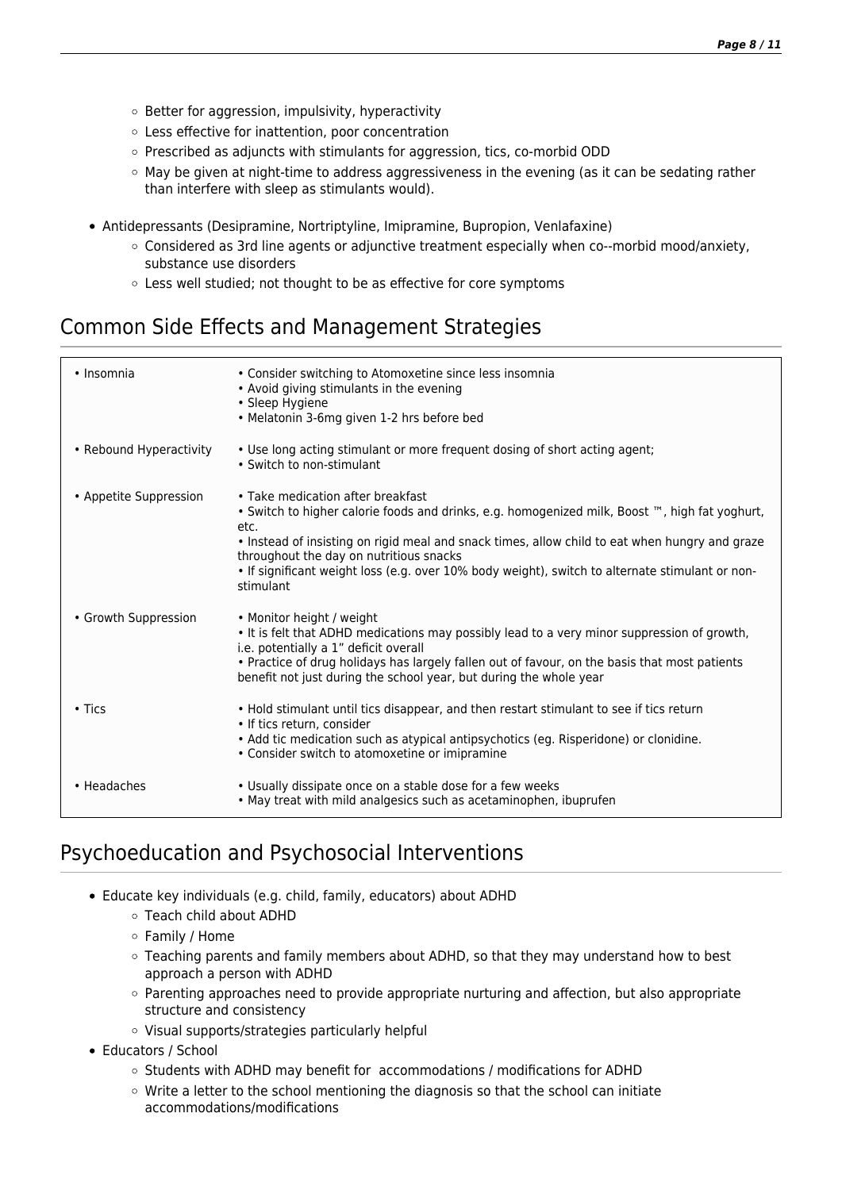- Better for aggression, impulsivity, hyperactivity
  - Less effective for inattention, poor concentration
  - Prescribed as adjuncts with stimulants for aggression, tics, co-morbid ODD
  - May be given at night-time to address aggressiveness in the evening (as it can be sedating rather than interfere with sleep as stimulants would).

- Antidepressants (Desipramine, Nortriptyline, Imipramine, Bupropion, Venlafaxine)
  - Considered as 3rd line agents or adjunctive treatment especially when co--morbid mood/anxiety, substance use disorders
  - Less well studied; not thought to be as effective for core symptoms

## Common Side Effects and Management Strategies

| | |
|---|---|
| • Insomnia | • Consider switching to Atomoxetine since less insomnia<br>• Avoid giving stimulants in the evening<br>• Sleep Hygiene<br>• Melatonin 3-6mg given 1-2 hrs before bed |
| • Rebound Hyperactivity | • Use long acting stimulant or more frequent dosing of short acting agent;<br>• Switch to non-stimulant |
| • Appetite Suppression | • Take medication after breakfast<br>• Switch to higher calorie foods and drinks, e.g. homogenized milk, Boost ™, high fat yoghurt, etc.<br>• Instead of insisting on rigid meal and snack times, allow child to eat when hungry and graze throughout the day on nutritious snacks<br>• If significant weight loss (e.g. over 10% body weight), switch to alternate stimulant or non-stimulant |
| • Growth Suppression | • Monitor height / weight<br>• It is felt that ADHD medications may possibly lead to a very minor suppression of growth, i.e. potentially a 1" deficit overall<br>• Practice of drug holidays has largely fallen out of favour, on the basis that most patients benefit not just during the school year, but during the whole year |
| • Tics | • Hold stimulant until tics disappear, and then restart stimulant to see if tics return<br>• If tics return, consider<br>• Add tic medication such as atypical antipsychotics (eg. Risperidone) or clonidine.<br>• Consider switch to atomoxetine or imipramine |
| • Headaches | • Usually dissipate once on a stable dose for a few weeks<br>• May treat with mild analgesics such as acetaminophen, ibuprufen |

## Psychoeducation and Psychosocial Interventions

- Educate key individuals (e.g. child, family, educators) about ADHD
  - Teach child about ADHD
  - Family / Home
  - Teaching parents and family members about ADHD, so that they may understand how to best approach a person with ADHD
  - Parenting approaches need to provide appropriate nurturing and affection, but also appropriate structure and consistency
  - Visual supports/strategies particularly helpful
- Educators / School
  - Students with ADHD may benefit for accommodations / modifications for ADHD
  - Write a letter to the school mentioning the diagnosis so that the school can initiate accommodations/modifications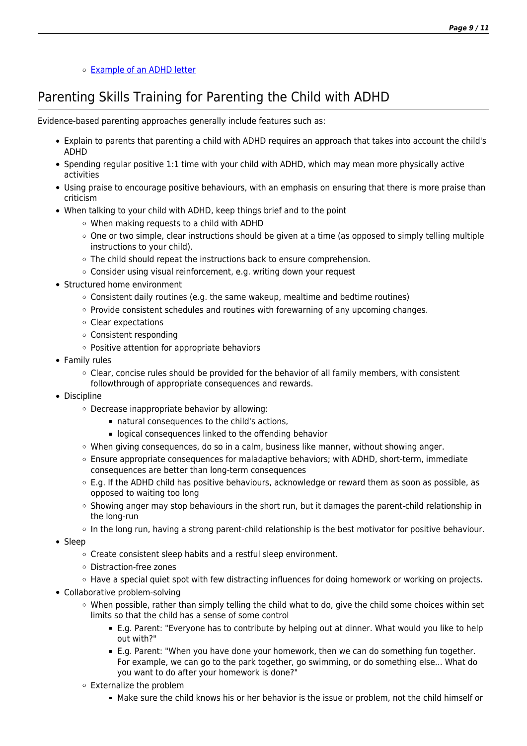- [Example of an ADHD letter]

## Parenting Skills Training for Parenting the Child with ADHD

Evidence-based parenting approaches generally include features such as:

- Explain to parents that parenting a child with ADHD requires an approach that takes into account the child's ADHD
- Spending regular positive 1:1 time with your child with ADHD, which may mean more physically active activities
- Using praise to encourage positive behaviours, with an emphasis on ensuring that there is more praise than criticism
- When talking to your child with ADHD, keep things brief and to the point
  - When making requests to a child with ADHD
  - One or two simple, clear instructions should be given at a time (as opposed to simply telling multiple instructions to your child).
  - The child should repeat the instructions back to ensure comprehension.
  - Consider using visual reinforcement, e.g. writing down your request
- Structured home environment
  - Consistent daily routines (e.g. the same wakeup, mealtime and bedtime routines)
  - Provide consistent schedules and routines with forewarning of any upcoming changes.
  - Clear expectations
  - Consistent responding
  - Positive attention for appropriate behaviors
- Family rules
  - Clear, concise rules should be provided for the behavior of all family members, with consistent followthrough of appropriate consequences and rewards.
- Discipline
  - Decrease inappropriate behavior by allowing:
    - natural consequences to the child's actions,
    - logical consequences linked to the offending behavior
  - When giving consequences, do so in a calm, business like manner, without showing anger.
  - Ensure appropriate consequences for maladaptive behaviors; with ADHD, short-term, immediate consequences are better than long-term consequences
  - E.g. If the ADHD child has positive behaviours, acknowledge or reward them as soon as possible, as opposed to waiting too long
  - Showing anger may stop behaviours in the short run, but it damages the parent-child relationship in the long-run
  - In the long run, having a strong parent-child relationship is the best motivator for positive behaviour.
- Sleep
  - Create consistent sleep habits and a restful sleep environment.
  - Distraction-free zones
  - Have a special quiet spot with few distracting influences for doing homework or working on projects.
- Collaborative problem-solving
  - When possible, rather than simply telling the child what to do, give the child some choices within set limits so that the child has a sense of some control
    - E.g. Parent: "Everyone has to contribute by helping out at dinner. What would you like to help out with?"
    - E.g. Parent: "When you have done your homework, then we can do something fun together. For example, we can go to the park together, go swimming, or do something else... What do you want to do after your homework is done?"
  - Externalize the problem
    - Make sure the child knows his or her behavior is the issue or problem, not the child himself or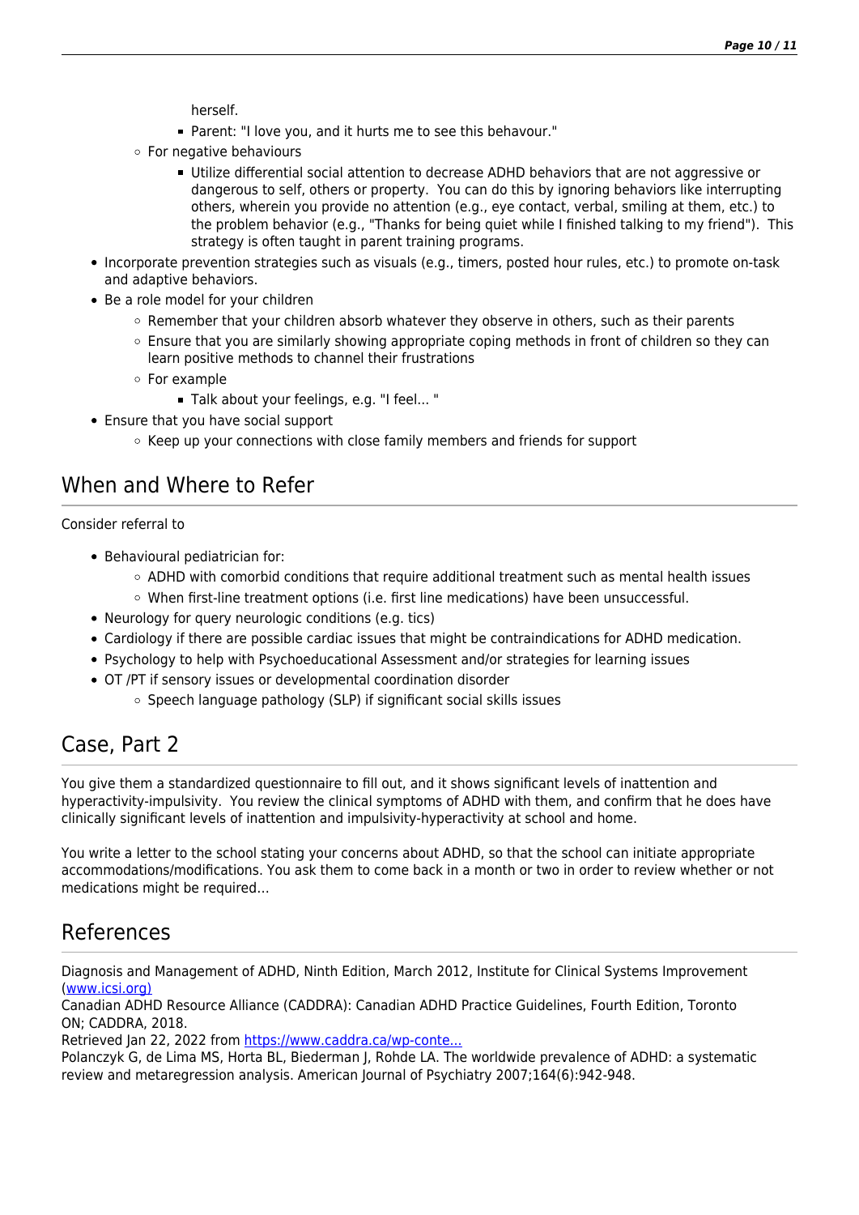herself.

    - Parent: "I love you, and it hurts me to see this behavour."
  - For negative behaviours
    - Utilize differential social attention to decrease ADHD behaviors that are not aggressive or dangerous to self, others or property. You can do this by ignoring behaviors like interrupting others, wherein you provide no attention (e.g., eye contact, verbal, smiling at them, etc.) to the problem behavior (e.g., "Thanks for being quiet while I finished talking to my friend"). This strategy is often taught in parent training programs.
- Incorporate prevention strategies such as visuals (e.g., timers, posted hour rules, etc.) to promote on-task and adaptive behaviors.
- Be a role model for your children
  - Remember that your children absorb whatever they observe in others, such as their parents
  - Ensure that you are similarly showing appropriate coping methods in front of children so they can learn positive methods to channel their frustrations
  - For example
    - Talk about your feelings, e.g. "I feel... "
- Ensure that you have social support
  - Keep up your connections with close family members and friends for support

## When and Where to Refer

Consider referral to

- Behavioural pediatrician for:
  - ADHD with comorbid conditions that require additional treatment such as mental health issues
  - When first-line treatment options (i.e. first line medications) have been unsuccessful.
- Neurology for query neurologic conditions (e.g. tics)
- Cardiology if there are possible cardiac issues that might be contraindications for ADHD medication.
- Psychology to help with Psychoeducational Assessment and/or strategies for learning issues
- OT /PT if sensory issues or developmental coordination disorder
  - Speech language pathology (SLP) if significant social skills issues

## Case, Part 2

You give them a standardized questionnaire to fill out, and it shows significant levels of inattention and hyperactivity-impulsivity. You review the clinical symptoms of ADHD with them, and confirm that he does have clinically significant levels of inattention and impulsivity-hyperactivity at school and home.

You write a letter to the school stating your concerns about ADHD, so that the school can initiate appropriate accommodations/modifications. You ask them to come back in a month or two in order to review whether or not medications might be required...

## References

Diagnosis and Management of ADHD, Ninth Edition, March 2012, Institute for Clinical Systems Improvement (www.icsi.org)
Canadian ADHD Resource Alliance (CADDRA): Canadian ADHD Practice Guidelines, Fourth Edition, Toronto ON; CADDRA, 2018.
Retrieved Jan 22, 2022 from https://www.caddra.ca/wp-conte...
Polanczyk G, de Lima MS, Horta BL, Biederman J, Rohde LA. The worldwide prevalence of ADHD: a systematic review and metaregression analysis. American Journal of Psychiatry 2007;164(6):942-948.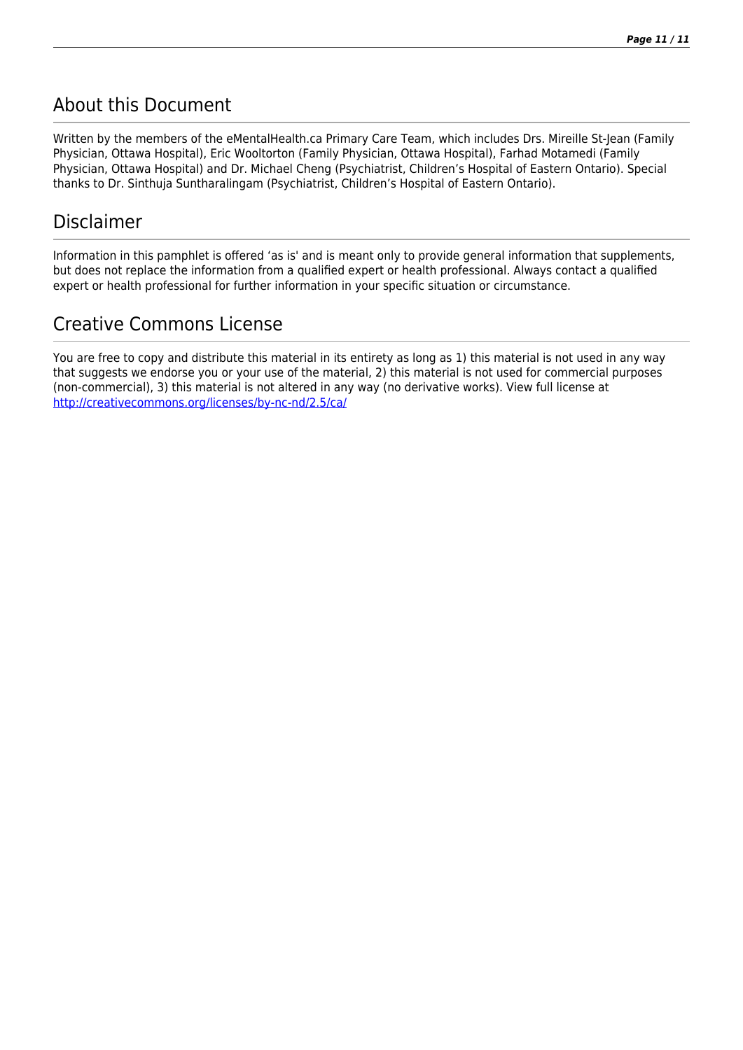## About this Document

Written by the members of the eMentalHealth.ca Primary Care Team, which includes Drs. Mireille St-Jean (Family Physician, Ottawa Hospital), Eric Wooltorton (Family Physician, Ottawa Hospital), Farhad Motamedi (Family Physician, Ottawa Hospital) and Dr. Michael Cheng (Psychiatrist, Children's Hospital of Eastern Ontario). Special thanks to Dr. Sinthuja Suntharalingam (Psychiatrist, Children's Hospital of Eastern Ontario).

## Disclaimer

Information in this pamphlet is offered 'as is' and is meant only to provide general information that supplements, but does not replace the information from a qualified expert or health professional. Always contact a qualified expert or health professional for further information in your specific situation or circumstance.

## Creative Commons License

You are free to copy and distribute this material in its entirety as long as 1) this material is not used in any way that suggests we endorse you or your use of the material, 2) this material is not used for commercial purposes (non-commercial), 3) this material is not altered in any way (no derivative works). View full license at [http://creativecommons.org/licenses/by-nc-nd/2.5/ca/](http://creativecommons.org/licenses/by-nc-nd/2.5/ca/)